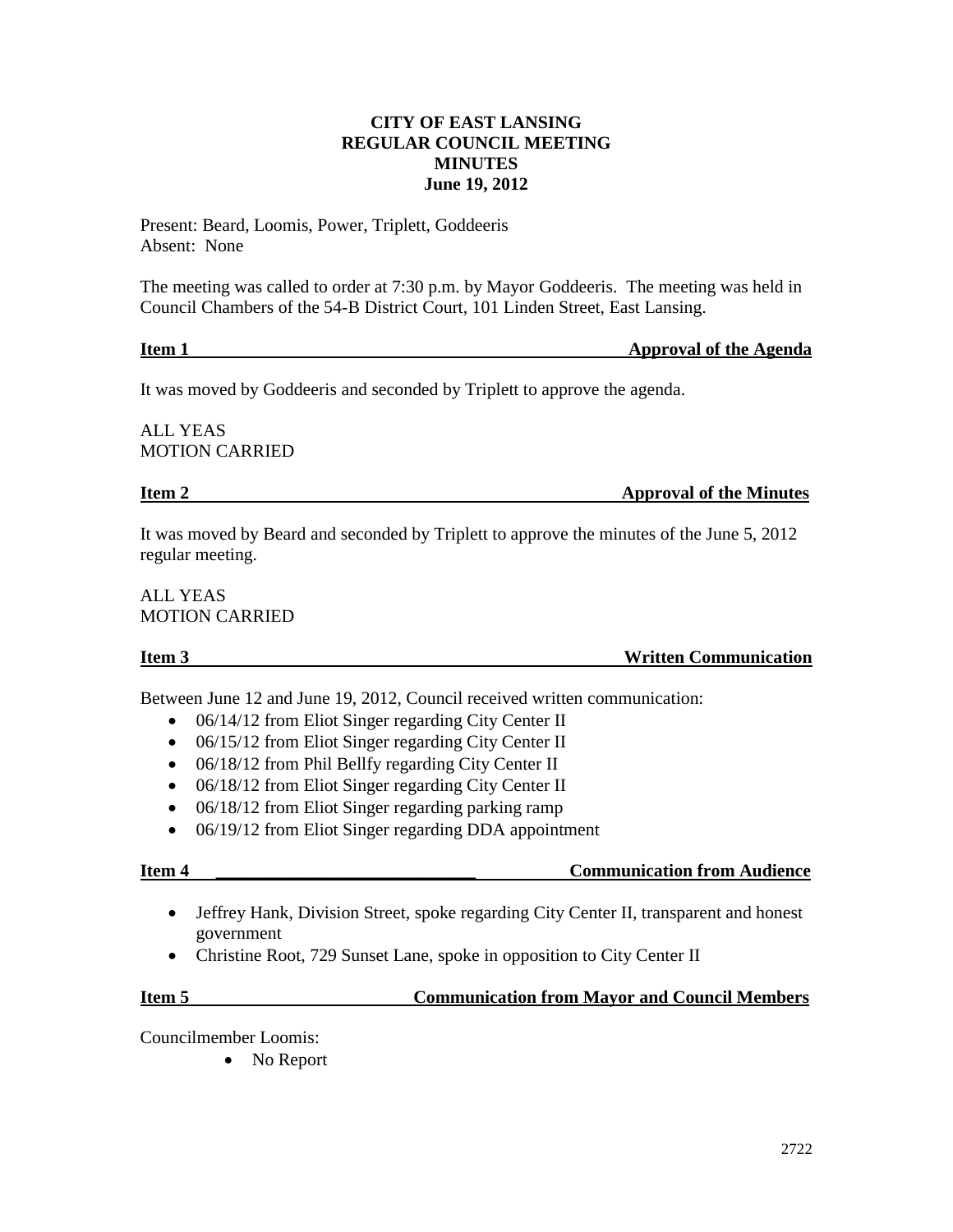# CITY OF EAST LANSING
## REGULAR COUNCIL MEETING
## MINUTES
## June 19, 2012

Present: Beard, Loomis, Power, Triplett, Goddeeris
Absent: None

The meeting was called to order at 7:30 p.m. by Mayor Goddeeris. The meeting was held in Council Chambers of the 54-B District Court, 101 Linden Street, East Lansing.

### Item 1 — Approval of the Agenda

It was moved by Goddeeris and seconded by Triplett to approve the agenda.

ALL YEAS
MOTION CARRIED

### Item 2 — Approval of the Minutes

It was moved by Beard and seconded by Triplett to approve the minutes of the June 5, 2012 regular meeting.

ALL YEAS
MOTION CARRIED

### Item 3 — Written Communication

Between June 12 and June 19, 2012, Council received written communication:

- 06/14/12 from Eliot Singer regarding City Center II
- 06/15/12 from Eliot Singer regarding City Center II
- 06/18/12 from Phil Bellfy regarding City Center II
- 06/18/12 from Eliot Singer regarding City Center II
- 06/18/12 from Eliot Singer regarding parking ramp
- 06/19/12 from Eliot Singer regarding DDA appointment

### Item 4 — Communication from Audience

- Jeffrey Hank, Division Street, spoke regarding City Center II, transparent and honest government
- Christine Root, 729 Sunset Lane, spoke in opposition to City Center II

### Item 5 — Communication from Mayor and Council Members

Councilmember Loomis:

- No Report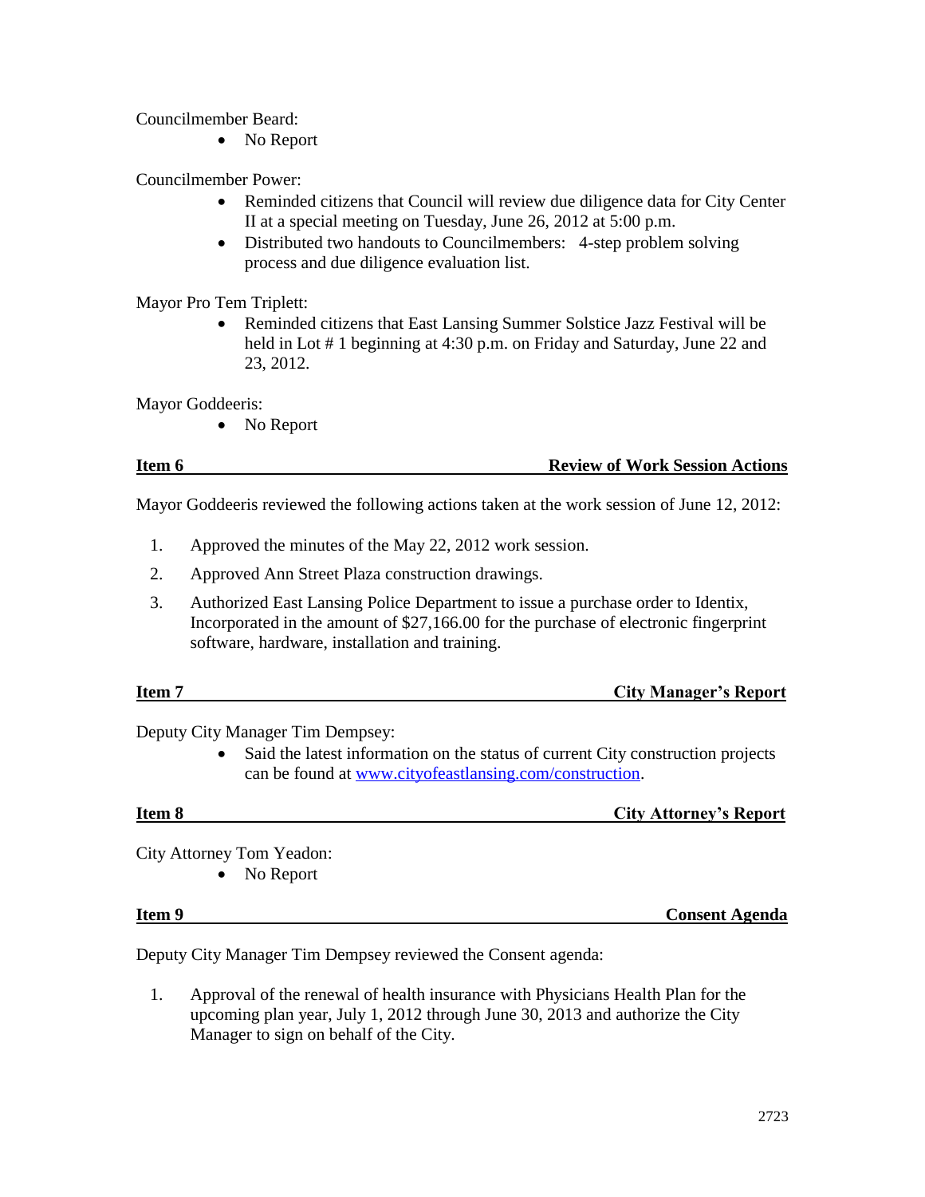Councilmember Beard:

- No Report

Councilmember Power:

- Reminded citizens that Council will review due diligence data for City Center II at a special meeting on Tuesday, June 26, 2012 at 5:00 p.m.
- Distributed two handouts to Councilmembers: 4-step problem solving process and due diligence evaluation list.

Mayor Pro Tem Triplett:

- Reminded citizens that East Lansing Summer Solstice Jazz Festival will be held in Lot # 1 beginning at 4:30 p.m. on Friday and Saturday, June 22 and 23, 2012.

Mayor Goddeeris:

- No Report

**Item 6 — Review of Work Session Actions**

Mayor Goddeeris reviewed the following actions taken at the work session of June 12, 2012:

1. Approved the minutes of the May 22, 2012 work session.
2. Approved Ann Street Plaza construction drawings.
3. Authorized East Lansing Police Department to issue a purchase order to Identix, Incorporated in the amount of $27,166.00 for the purchase of electronic fingerprint software, hardware, installation and training.

**Item 7 — City Manager's Report**

Deputy City Manager Tim Dempsey:

- Said the latest information on the status of current City construction projects can be found at www.cityofeastlansing.com/construction.

**Item 8 — City Attorney's Report**

City Attorney Tom Yeadon:

- No Report

**Item 9 — Consent Agenda**

Deputy City Manager Tim Dempsey reviewed the Consent agenda:

1. Approval of the renewal of health insurance with Physicians Health Plan for the upcoming plan year, July 1, 2012 through June 30, 2013 and authorize the City Manager to sign on behalf of the City.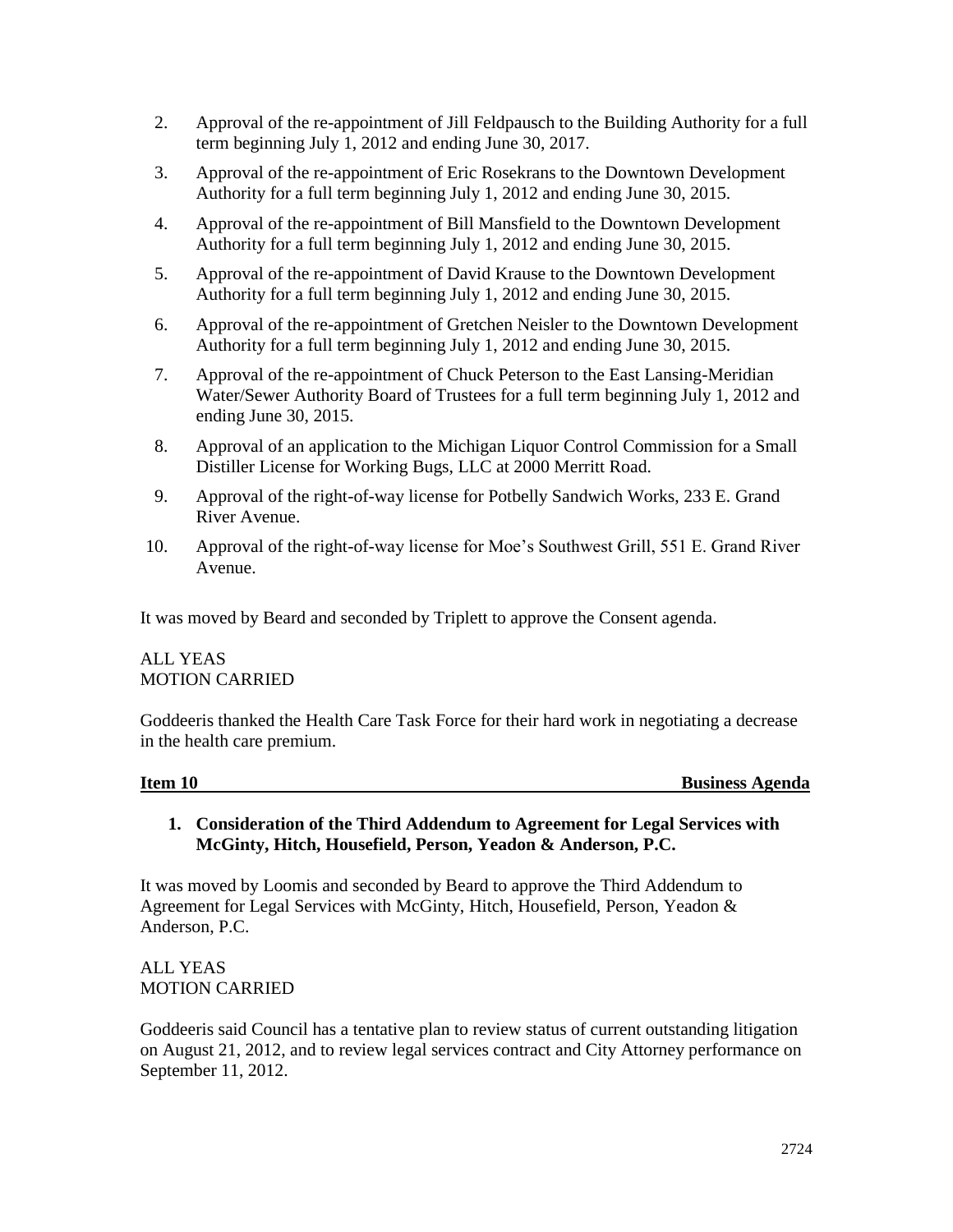2. Approval of the re-appointment of Jill Feldpausch to the Building Authority for a full term beginning July 1, 2012 and ending June 30, 2017.
3. Approval of the re-appointment of Eric Rosekrans to the Downtown Development Authority for a full term beginning July 1, 2012 and ending June 30, 2015.
4. Approval of the re-appointment of Bill Mansfield to the Downtown Development Authority for a full term beginning July 1, 2012 and ending June 30, 2015.
5. Approval of the re-appointment of David Krause to the Downtown Development Authority for a full term beginning July 1, 2012 and ending June 30, 2015.
6. Approval of the re-appointment of Gretchen Neisler to the Downtown Development Authority for a full term beginning July 1, 2012 and ending June 30, 2015.
7. Approval of the re-appointment of Chuck Peterson to the East Lansing-Meridian Water/Sewer Authority Board of Trustees for a full term beginning July 1, 2012 and ending June 30, 2015.
8. Approval of an application to the Michigan Liquor Control Commission for a Small Distiller License for Working Bugs, LLC at 2000 Merritt Road.
9. Approval of the right-of-way license for Potbelly Sandwich Works, 233 E. Grand River Avenue.
10. Approval of the right-of-way license for Moe's Southwest Grill, 551 E. Grand River Avenue.

It was moved by Beard and seconded by Triplett to approve the Consent agenda.

ALL YEAS
MOTION CARRIED

Goddeeris thanked the Health Care Task Force for their hard work in negotiating a decrease in the health care premium.

**Item 10 Business Agenda**

**1. Consideration of the Third Addendum to Agreement for Legal Services with McGinty, Hitch, Housefield, Person, Yeadon & Anderson, P.C.**

It was moved by Loomis and seconded by Beard to approve the Third Addendum to Agreement for Legal Services with McGinty, Hitch, Housefield, Person, Yeadon & Anderson, P.C.

ALL YEAS
MOTION CARRIED

Goddeeris said Council has a tentative plan to review status of current outstanding litigation on August 21, 2012, and to review legal services contract and City Attorney performance on September 11, 2012.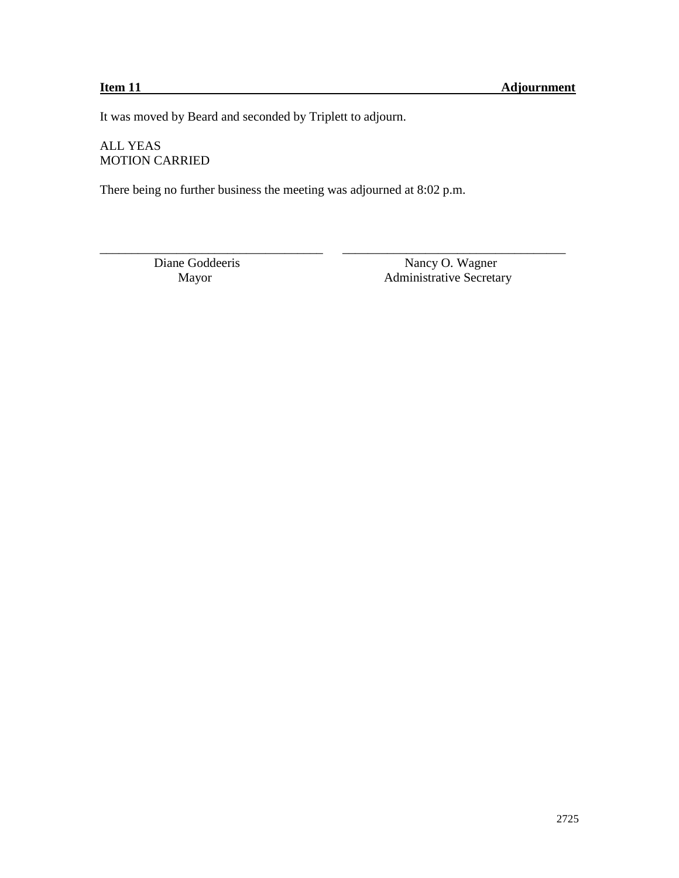**Item 11 Adjournment**

It was moved by Beard and seconded by Triplett to adjourn.

ALL YEAS
MOTION CARRIED

There being no further business the meeting was adjourned at 8:02 p.m.

\_\_\_\_\_\_\_\_\_\_\_\_\_\_\_\_\_\_\_\_\_\_\_\_\_\_\_\_\_\_\_\_\_\_\_\_
Diane Goddeeris
Mayor

\_\_\_\_\_\_\_\_\_\_\_\_\_\_\_\_\_\_\_\_\_\_\_\_\_\_\_\_\_\_\_\_\_\_\_\_
Nancy O. Wagner
Administrative Secretary